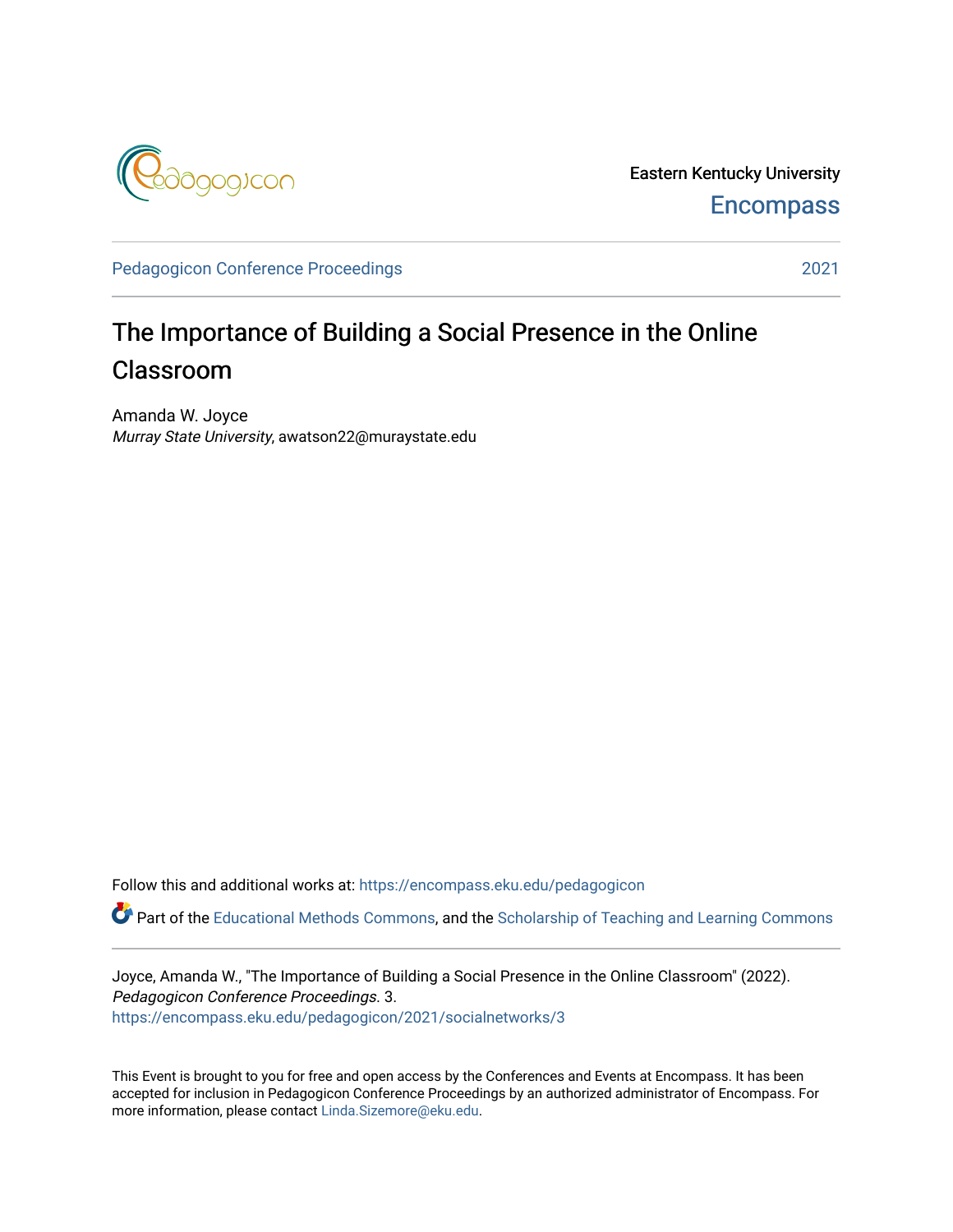Eastern Kentucky University

Encompass

Pedagogicon Conference Proceedings 2021

# The Importance of Building a Social Presence in the Online Classroom

Amanda W. Joyce
*Murray State University*, awatson22@muraystate.edu

Follow this and additional works at: https://encompass.eku.edu/pedagogicon

Part of the Educational Methods Commons, and the Scholarship of Teaching and Learning Commons

Joyce, Amanda W., "The Importance of Building a Social Presence in the Online Classroom" (2022). *Pedagogicon Conference Proceedings*. 3.
https://encompass.eku.edu/pedagogicon/2021/socialnetworks/3

This Event is brought to you for free and open access by the Conferences and Events at Encompass. It has been accepted for inclusion in Pedagogicon Conference Proceedings by an authorized administrator of Encompass. For more information, please contact Linda.Sizemore@eku.edu.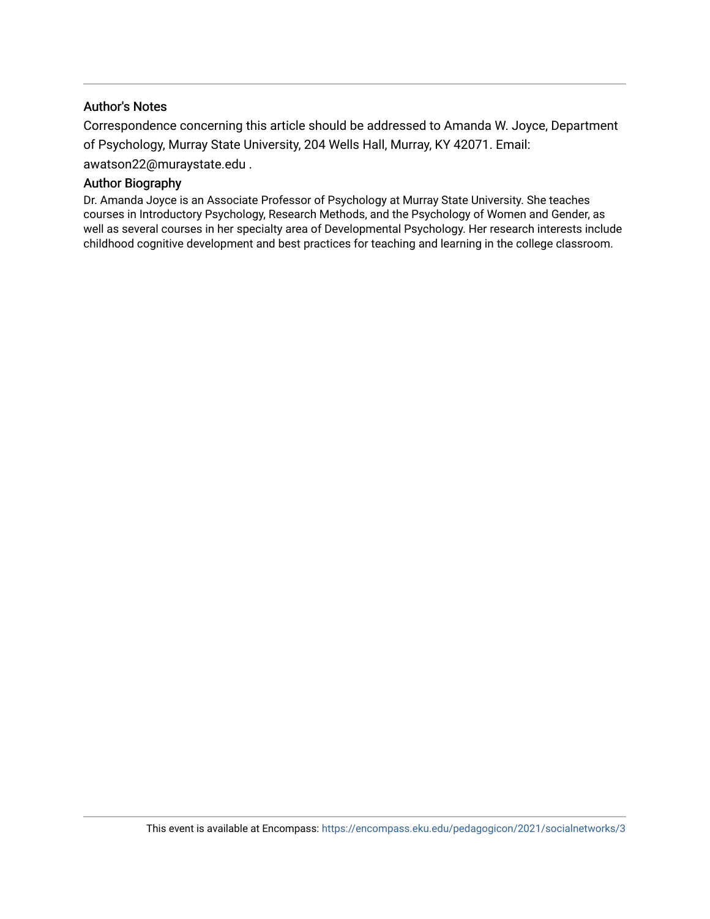## Author's Notes

Correspondence concerning this article should be addressed to Amanda W. Joyce, Department of Psychology, Murray State University, 204 Wells Hall, Murray, KY 42071. Email: awatson22@muraystate.edu .

## Author Biography

Dr. Amanda Joyce is an Associate Professor of Psychology at Murray State University. She teaches courses in Introductory Psychology, Research Methods, and the Psychology of Women and Gender, as well as several courses in her specialty area of Developmental Psychology. Her research interests include childhood cognitive development and best practices for teaching and learning in the college classroom.

This event is available at Encompass: https://encompass.eku.edu/pedagogicon/2021/socialnetworks/3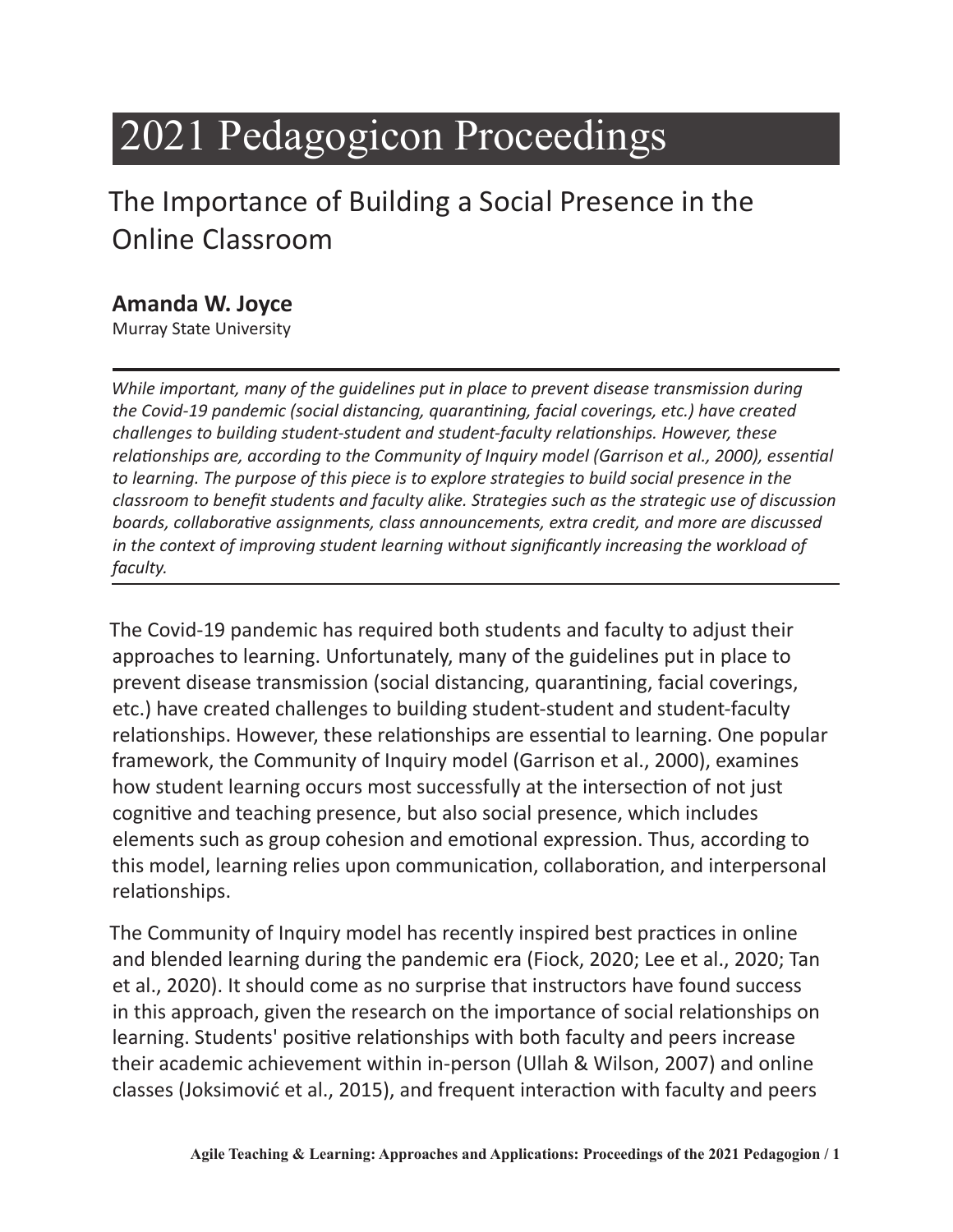# 2021 Pedagogicon Proceedings

## The Importance of Building a Social Presence in the Online Classroom

**Amanda W. Joyce**
Murray State University

*While important, many of the guidelines put in place to prevent disease transmission during the Covid-19 pandemic (social distancing, quarantining, facial coverings, etc.) have created challenges to building student-student and student-faculty relationships. However, these relationships are, according to the Community of Inquiry model (Garrison et al., 2000), essential to learning. The purpose of this piece is to explore strategies to build social presence in the classroom to benefit students and faculty alike. Strategies such as the strategic use of discussion boards, collaborative assignments, class announcements, extra credit, and more are discussed in the context of improving student learning without significantly increasing the workload of faculty.*

The Covid-19 pandemic has required both students and faculty to adjust their approaches to learning. Unfortunately, many of the guidelines put in place to prevent disease transmission (social distancing, quarantining, facial coverings, etc.) have created challenges to building student-student and student-faculty relationships. However, these relationships are essential to learning. One popular framework, the Community of Inquiry model (Garrison et al., 2000), examines how student learning occurs most successfully at the intersection of not just cognitive and teaching presence, but also social presence, which includes elements such as group cohesion and emotional expression. Thus, according to this model, learning relies upon communication, collaboration, and interpersonal relationships.

The Community of Inquiry model has recently inspired best practices in online and blended learning during the pandemic era (Fiock, 2020; Lee et al., 2020; Tan et al., 2020). It should come as no surprise that instructors have found success in this approach, given the research on the importance of social relationships on learning. Students' positive relationships with both faculty and peers increase their academic achievement within in-person (Ullah & Wilson, 2007) and online classes (Joksimović et al., 2015), and frequent interaction with faculty and peers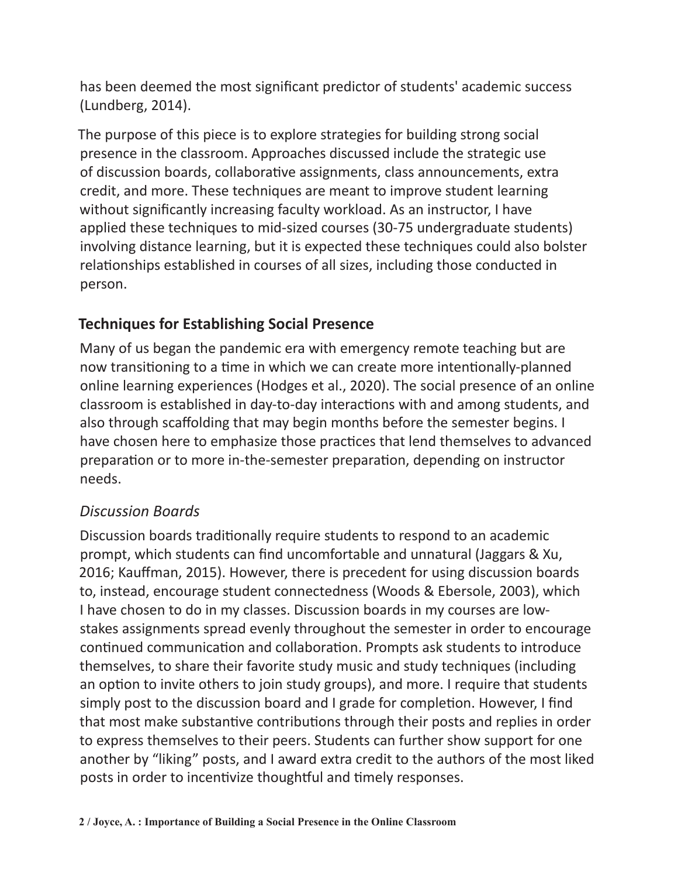has been deemed the most significant predictor of students' academic success (Lundberg, 2014).

The purpose of this piece is to explore strategies for building strong social presence in the classroom. Approaches discussed include the strategic use of discussion boards, collaborative assignments, class announcements, extra credit, and more. These techniques are meant to improve student learning without significantly increasing faculty workload. As an instructor, I have applied these techniques to mid-sized courses (30-75 undergraduate students) involving distance learning, but it is expected these techniques could also bolster relationships established in courses of all sizes, including those conducted in person.

## Techniques for Establishing Social Presence

Many of us began the pandemic era with emergency remote teaching but are now transitioning to a time in which we can create more intentionally-planned online learning experiences (Hodges et al., 2020). The social presence of an online classroom is established in day-to-day interactions with and among students, and also through scaffolding that may begin months before the semester begins. I have chosen here to emphasize those practices that lend themselves to advanced preparation or to more in-the-semester preparation, depending on instructor needs.

### *Discussion Boards*

Discussion boards traditionally require students to respond to an academic prompt, which students can find uncomfortable and unnatural (Jaggars & Xu, 2016; Kauffman, 2015). However, there is precedent for using discussion boards to, instead, encourage student connectedness (Woods & Ebersole, 2003), which I have chosen to do in my classes. Discussion boards in my courses are low-stakes assignments spread evenly throughout the semester in order to encourage continued communication and collaboration. Prompts ask students to introduce themselves, to share their favorite study music and study techniques (including an option to invite others to join study groups), and more. I require that students simply post to the discussion board and I grade for completion. However, I find that most make substantive contributions through their posts and replies in order to express themselves to their peers. Students can further show support for one another by "liking" posts, and I award extra credit to the authors of the most liked posts in order to incentivize thoughtful and timely responses.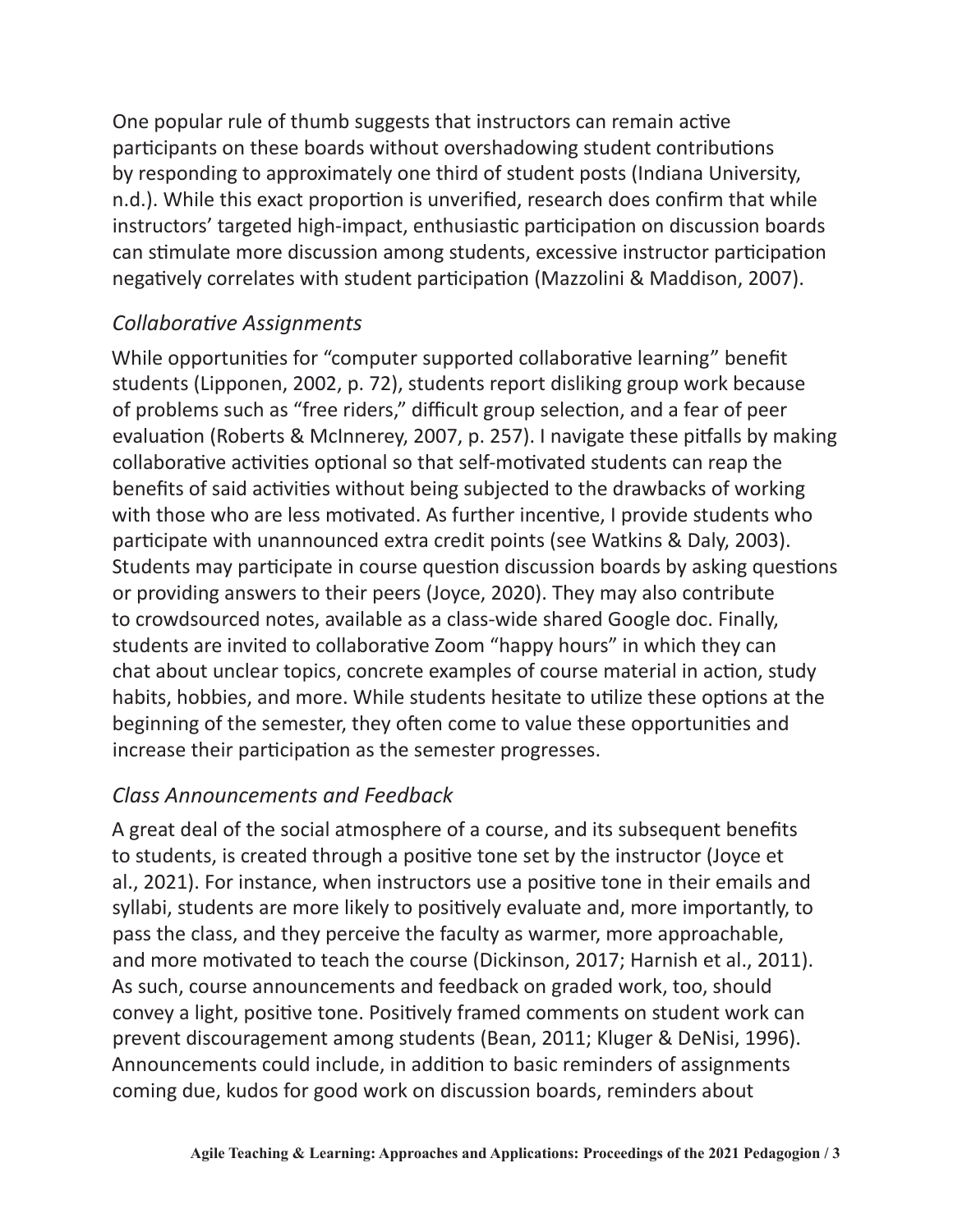One popular rule of thumb suggests that instructors can remain active participants on these boards without overshadowing student contributions by responding to approximately one third of student posts (Indiana University, n.d.). While this exact proportion is unverified, research does confirm that while instructors' targeted high-impact, enthusiastic participation on discussion boards can stimulate more discussion among students, excessive instructor participation negatively correlates with student participation (Mazzolini & Maddison, 2007).

### *Collaborative Assignments*

While opportunities for "computer supported collaborative learning" benefit students (Lipponen, 2002, p. 72), students report disliking group work because of problems such as "free riders," difficult group selection, and a fear of peer evaluation (Roberts & McInnerey, 2007, p. 257). I navigate these pitfalls by making collaborative activities optional so that self-motivated students can reap the benefits of said activities without being subjected to the drawbacks of working with those who are less motivated. As further incentive, I provide students who participate with unannounced extra credit points (see Watkins & Daly, 2003). Students may participate in course question discussion boards by asking questions or providing answers to their peers (Joyce, 2020). They may also contribute to crowdsourced notes, available as a class-wide shared Google doc. Finally, students are invited to collaborative Zoom "happy hours" in which they can chat about unclear topics, concrete examples of course material in action, study habits, hobbies, and more. While students hesitate to utilize these options at the beginning of the semester, they often come to value these opportunities and increase their participation as the semester progresses.

### *Class Announcements and Feedback*

A great deal of the social atmosphere of a course, and its subsequent benefits to students, is created through a positive tone set by the instructor (Joyce et al., 2021). For instance, when instructors use a positive tone in their emails and syllabi, students are more likely to positively evaluate and, more importantly, to pass the class, and they perceive the faculty as warmer, more approachable, and more motivated to teach the course (Dickinson, 2017; Harnish et al., 2011). As such, course announcements and feedback on graded work, too, should convey a light, positive tone. Positively framed comments on student work can prevent discouragement among students (Bean, 2011; Kluger & DeNisi, 1996). Announcements could include, in addition to basic reminders of assignments coming due, kudos for good work on discussion boards, reminders about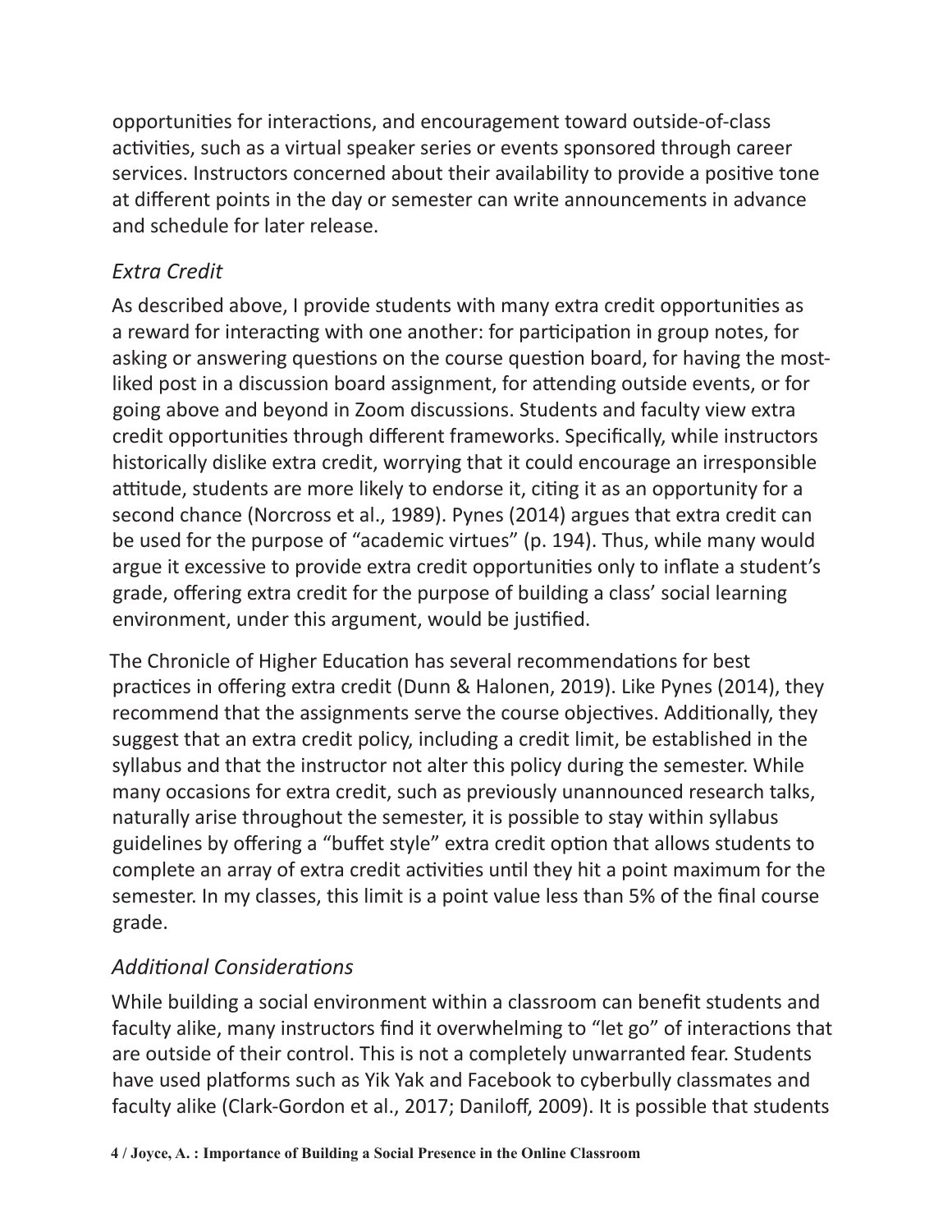opportunities for interactions, and encouragement toward outside-of-class activities, such as a virtual speaker series or events sponsored through career services. Instructors concerned about their availability to provide a positive tone at different points in the day or semester can write announcements in advance and schedule for later release.

### *Extra Credit*

As described above, I provide students with many extra credit opportunities as a reward for interacting with one another: for participation in group notes, for asking or answering questions on the course question board, for having the most-liked post in a discussion board assignment, for attending outside events, or for going above and beyond in Zoom discussions. Students and faculty view extra credit opportunities through different frameworks. Specifically, while instructors historically dislike extra credit, worrying that it could encourage an irresponsible attitude, students are more likely to endorse it, citing it as an opportunity for a second chance (Norcross et al., 1989). Pynes (2014) argues that extra credit can be used for the purpose of "academic virtues" (p. 194). Thus, while many would argue it excessive to provide extra credit opportunities only to inflate a student's grade, offering extra credit for the purpose of building a class' social learning environment, under this argument, would be justified.

The Chronicle of Higher Education has several recommendations for best practices in offering extra credit (Dunn & Halonen, 2019). Like Pynes (2014), they recommend that the assignments serve the course objectives. Additionally, they suggest that an extra credit policy, including a credit limit, be established in the syllabus and that the instructor not alter this policy during the semester. While many occasions for extra credit, such as previously unannounced research talks, naturally arise throughout the semester, it is possible to stay within syllabus guidelines by offering a "buffet style" extra credit option that allows students to complete an array of extra credit activities until they hit a point maximum for the semester. In my classes, this limit is a point value less than 5% of the final course grade.

### *Additional Considerations*

While building a social environment within a classroom can benefit students and faculty alike, many instructors find it overwhelming to "let go" of interactions that are outside of their control. This is not a completely unwarranted fear. Students have used platforms such as Yik Yak and Facebook to cyberbully classmates and faculty alike (Clark-Gordon et al., 2017; Daniloff, 2009). It is possible that students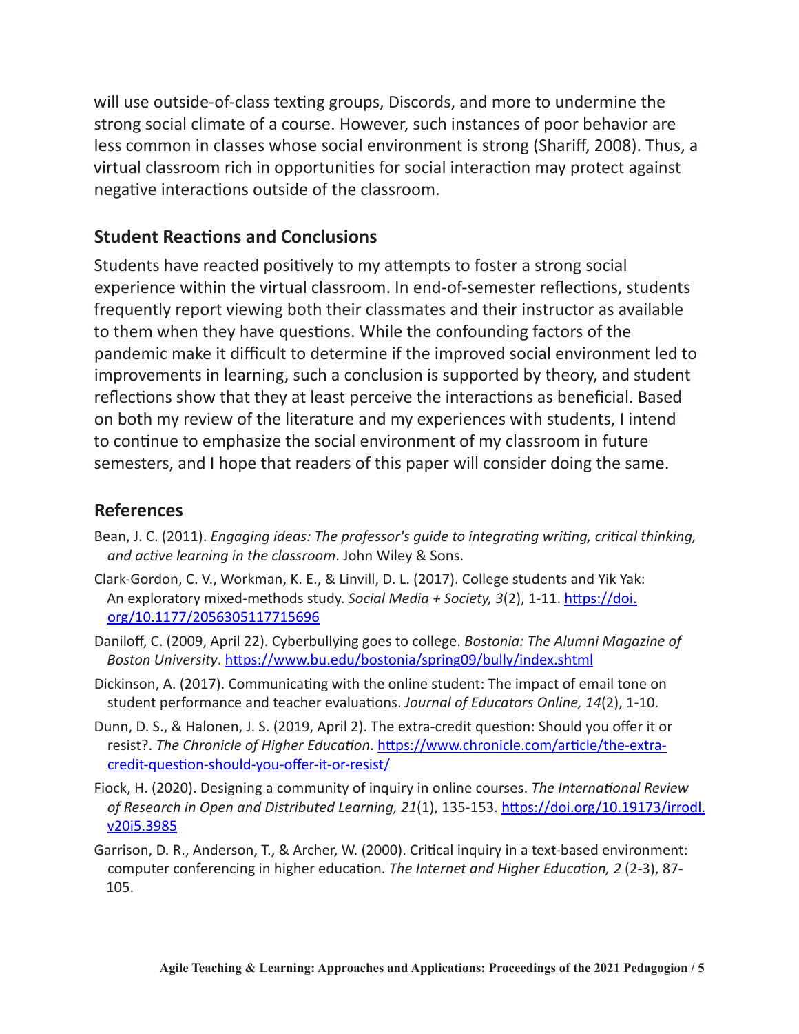will use outside-of-class texting groups, Discords, and more to undermine the strong social climate of a course. However, such instances of poor behavior are less common in classes whose social environment is strong (Shariff, 2008). Thus, a virtual classroom rich in opportunities for social interaction may protect against negative interactions outside of the classroom.

## Student Reactions and Conclusions

Students have reacted positively to my attempts to foster a strong social experience within the virtual classroom. In end-of-semester reflections, students frequently report viewing both their classmates and their instructor as available to them when they have questions. While the confounding factors of the pandemic make it difficult to determine if the improved social environment led to improvements in learning, such a conclusion is supported by theory, and student reflections show that they at least perceive the interactions as beneficial. Based on both my review of the literature and my experiences with students, I intend to continue to emphasize the social environment of my classroom in future semesters, and I hope that readers of this paper will consider doing the same.

## References

Bean, J. C. (2011). *Engaging ideas: The professor's guide to integrating writing, critical thinking, and active learning in the classroom*. John Wiley & Sons.

Clark-Gordon, C. V., Workman, K. E., & Linvill, D. L. (2017). College students and Yik Yak: An exploratory mixed-methods study. *Social Media + Society, 3*(2), 1-11. https://doi.org/10.1177/2056305117715696

Daniloff, C. (2009, April 22). Cyberbullying goes to college. *Bostonia: The Alumni Magazine of Boston University*. https://www.bu.edu/bostonia/spring09/bully/index.shtml

Dickinson, A. (2017). Communicating with the online student: The impact of email tone on student performance and teacher evaluations. *Journal of Educators Online, 14*(2), 1-10.

Dunn, D. S., & Halonen, J. S. (2019, April 2). The extra-credit question: Should you offer it or resist?. *The Chronicle of Higher Education*. https://www.chronicle.com/article/the-extra-credit-question-should-you-offer-it-or-resist/

Fiock, H. (2020). Designing a community of inquiry in online courses. *The International Review of Research in Open and Distributed Learning, 21*(1), 135-153. https://doi.org/10.19173/irrodl.v20i5.3985

Garrison, D. R., Anderson, T., & Archer, W. (2000). Critical inquiry in a text-based environment: computer conferencing in higher education. *The Internet and Higher Education, 2* (2-3), 87-105.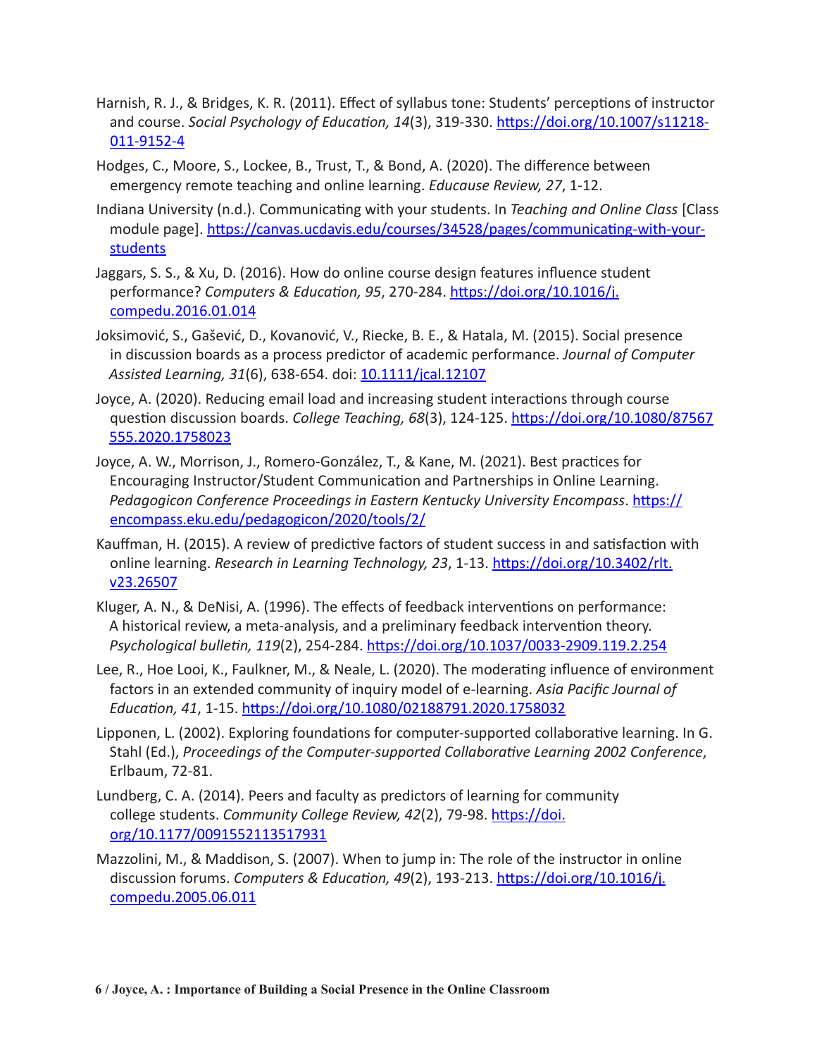Harnish, R. J., & Bridges, K. R. (2011). Effect of syllabus tone: Students' perceptions of instructor and course. *Social Psychology of Education, 14*(3), 319-330. https://doi.org/10.1007/s11218-011-9152-4

Hodges, C., Moore, S., Lockee, B., Trust, T., & Bond, A. (2020). The difference between emergency remote teaching and online learning. *Educause Review, 27*, 1-12.

Indiana University (n.d.). Communicating with your students. In *Teaching and Online Class* [Class module page]. https://canvas.ucdavis.edu/courses/34528/pages/communicating-with-your-students

Jaggars, S. S., & Xu, D. (2016). How do online course design features influence student performance? *Computers & Education, 95*, 270-284. https://doi.org/10.1016/j.compedu.2016.01.014

Joksimović, S., Gašević, D., Kovanović, V., Riecke, B. E., & Hatala, M. (2015). Social presence in discussion boards as a process predictor of academic performance. *Journal of Computer Assisted Learning, 31*(6), 638-654. doi: 10.1111/jcal.12107

Joyce, A. (2020). Reducing email load and increasing student interactions through course question discussion boards. *College Teaching, 68*(3), 124-125. https://doi.org/10.1080/87567555.2020.1758023

Joyce, A. W., Morrison, J., Romero-González, T., & Kane, M. (2021). Best practices for Encouraging Instructor/Student Communication and Partnerships in Online Learning. *Pedagogicon Conference Proceedings in Eastern Kentucky University Encompass*. https://encompass.eku.edu/pedagogicon/2020/tools/2/

Kauffman, H. (2015). A review of predictive factors of student success in and satisfaction with online learning. *Research in Learning Technology, 23*, 1-13. https://doi.org/10.3402/rlt.v23.26507

Kluger, A. N., & DeNisi, A. (1996). The effects of feedback interventions on performance: A historical review, a meta-analysis, and a preliminary feedback intervention theory. *Psychological bulletin, 119*(2), 254-284. https://doi.org/10.1037/0033-2909.119.2.254

Lee, R., Hoe Looi, K., Faulkner, M., & Neale, L. (2020). The moderating influence of environment factors in an extended community of inquiry model of e-learning. *Asia Pacific Journal of Education, 41*, 1-15. https://doi.org/10.1080/02188791.2020.1758032

Lipponen, L. (2002). Exploring foundations for computer-supported collaborative learning. In G. Stahl (Ed.), *Proceedings of the Computer-supported Collaborative Learning 2002 Conference*, Erlbaum, 72-81.

Lundberg, C. A. (2014). Peers and faculty as predictors of learning for community college students. *Community College Review, 42*(2), 79-98. https://doi.org/10.1177/0091552113517931

Mazzolini, M., & Maddison, S. (2007). When to jump in: The role of the instructor in online discussion forums. *Computers & Education, 49*(2), 193-213. https://doi.org/10.1016/j.compedu.2005.06.011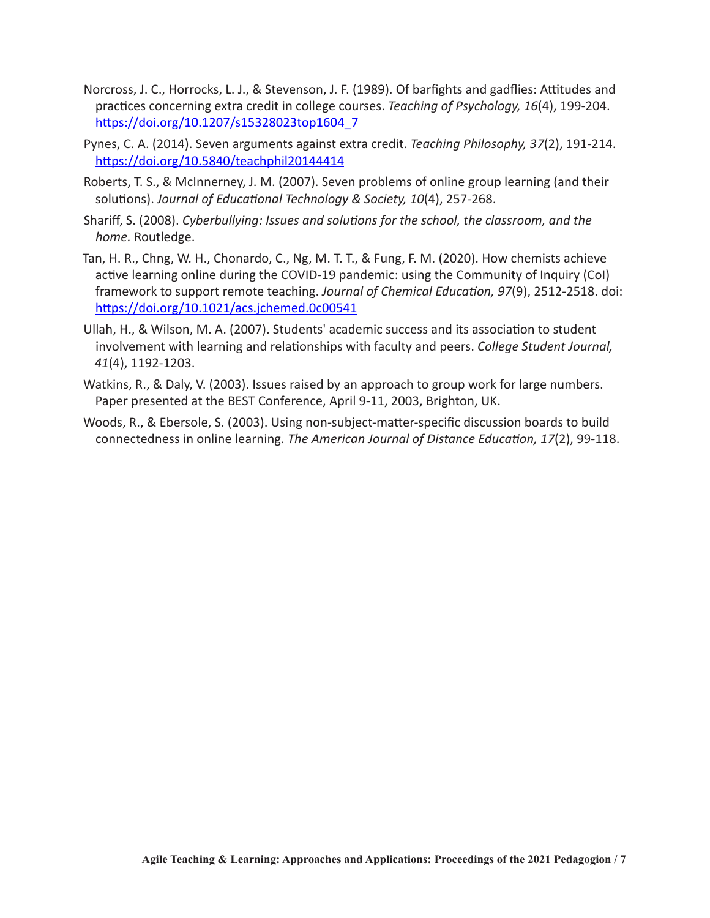Norcross, J. C., Horrocks, L. J., & Stevenson, J. F. (1989). Of barfights and gadflies: Attitudes and practices concerning extra credit in college courses. *Teaching of Psychology, 16*(4), 199-204. https://doi.org/10.1207/s15328023top1604_7

Pynes, C. A. (2014). Seven arguments against extra credit. *Teaching Philosophy, 37*(2), 191-214. https://doi.org/10.5840/teachphil20144414

Roberts, T. S., & McInnerney, J. M. (2007). Seven problems of online group learning (and their solutions). *Journal of Educational Technology & Society, 10*(4), 257-268.

Shariff, S. (2008). *Cyberbullying: Issues and solutions for the school, the classroom, and the home.* Routledge.

Tan, H. R., Chng, W. H., Chonardo, C., Ng, M. T. T., & Fung, F. M. (2020). How chemists achieve active learning online during the COVID-19 pandemic: using the Community of Inquiry (CoI) framework to support remote teaching. *Journal of Chemical Education, 97*(9), 2512-2518. doi: https://doi.org/10.1021/acs.jchemed.0c00541

Ullah, H., & Wilson, M. A. (2007). Students' academic success and its association to student involvement with learning and relationships with faculty and peers. *College Student Journal, 41*(4), 1192-1203.

Watkins, R., & Daly, V. (2003). Issues raised by an approach to group work for large numbers. Paper presented at the BEST Conference, April 9-11, 2003, Brighton, UK.

Woods, R., & Ebersole, S. (2003). Using non-subject-matter-specific discussion boards to build connectedness in online learning. *The American Journal of Distance Education, 17*(2), 99-118.